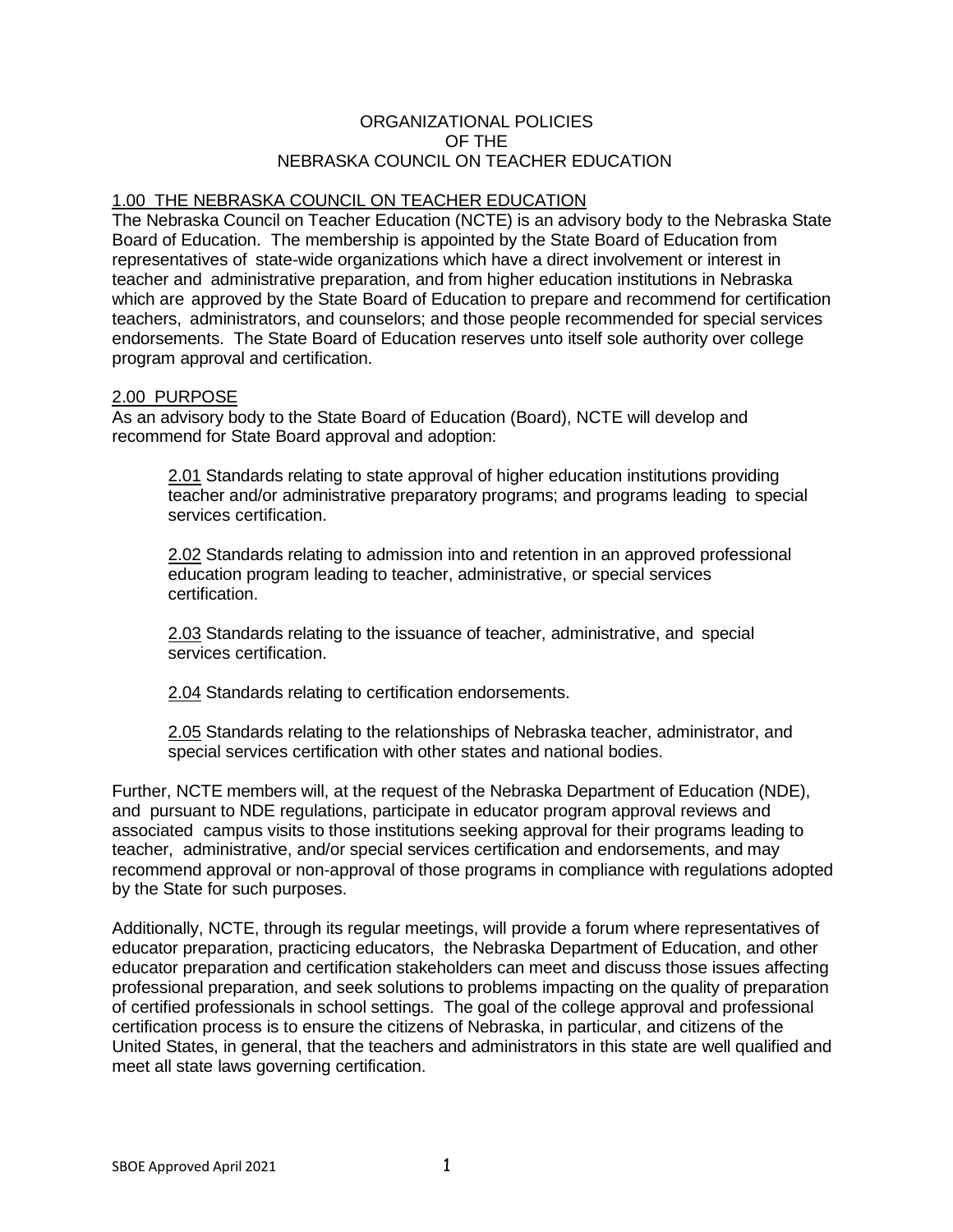# ORGANIZATIONAL POLICIES
# OF THE
# NEBRASKA COUNCIL ON TEACHER EDUCATION

## 1.00 THE NEBRASKA COUNCIL ON TEACHER EDUCATION

The Nebraska Council on Teacher Education (NCTE) is an advisory body to the Nebraska State Board of Education. The membership is appointed by the State Board of Education from representatives of state-wide organizations which have a direct involvement or interest in teacher and administrative preparation, and from higher education institutions in Nebraska which are approved by the State Board of Education to prepare and recommend for certification teachers, administrators, and counselors; and those people recommended for special services endorsements. The State Board of Education reserves unto itself sole authority over college program approval and certification.

## 2.00 PURPOSE

As an advisory body to the State Board of Education (Board), NCTE will develop and recommend for State Board approval and adoption:

2.01 Standards relating to state approval of higher education institutions providing teacher and/or administrative preparatory programs; and programs leading to special services certification.

2.02 Standards relating to admission into and retention in an approved professional education program leading to teacher, administrative, or special services certification.

2.03 Standards relating to the issuance of teacher, administrative, and special services certification.

2.04 Standards relating to certification endorsements.

2.05 Standards relating to the relationships of Nebraska teacher, administrator, and special services certification with other states and national bodies.

Further, NCTE members will, at the request of the Nebraska Department of Education (NDE), and pursuant to NDE regulations, participate in educator program approval reviews and associated campus visits to those institutions seeking approval for their programs leading to teacher, administrative, and/or special services certification and endorsements, and may recommend approval or non-approval of those programs in compliance with regulations adopted by the State for such purposes.

Additionally, NCTE, through its regular meetings, will provide a forum where representatives of educator preparation, practicing educators, the Nebraska Department of Education, and other educator preparation and certification stakeholders can meet and discuss those issues affecting professional preparation, and seek solutions to problems impacting on the quality of preparation of certified professionals in school settings. The goal of the college approval and professional certification process is to ensure the citizens of Nebraska, in particular, and citizens of the United States, in general, that the teachers and administrators in this state are well qualified and meet all state laws governing certification.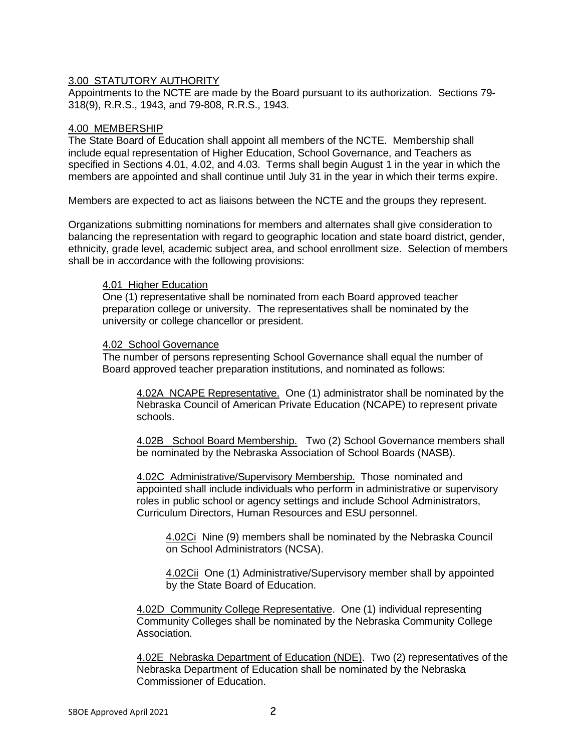## 3.00 STATUTORY AUTHORITY

Appointments to the NCTE are made by the Board pursuant to its authorization. Sections 79-318(9), R.R.S., 1943, and 79-808, R.R.S., 1943.

## 4.00 MEMBERSHIP

The State Board of Education shall appoint all members of the NCTE. Membership shall include equal representation of Higher Education, School Governance, and Teachers as specified in Sections 4.01, 4.02, and 4.03. Terms shall begin August 1 in the year in which the members are appointed and shall continue until July 31 in the year in which their terms expire.

Members are expected to act as liaisons between the NCTE and the groups they represent.

Organizations submitting nominations for members and alternates shall give consideration to balancing the representation with regard to geographic location and state board district, gender, ethnicity, grade level, academic subject area, and school enrollment size. Selection of members shall be in accordance with the following provisions:

### 4.01 Higher Education

One (1) representative shall be nominated from each Board approved teacher preparation college or university. The representatives shall be nominated by the university or college chancellor or president.

### 4.02 School Governance

The number of persons representing School Governance shall equal the number of Board approved teacher preparation institutions, and nominated as follows:

4.02A NCAPE Representative. One (1) administrator shall be nominated by the Nebraska Council of American Private Education (NCAPE) to represent private schools.

4.02B School Board Membership. Two (2) School Governance members shall be nominated by the Nebraska Association of School Boards (NASB).

4.02C Administrative/Supervisory Membership. Those nominated and appointed shall include individuals who perform in administrative or supervisory roles in public school or agency settings and include School Administrators, Curriculum Directors, Human Resources and ESU personnel.

4.02Ci Nine (9) members shall be nominated by the Nebraska Council on School Administrators (NCSA).

4.02Cii One (1) Administrative/Supervisory member shall by appointed by the State Board of Education.

4.02D Community College Representative. One (1) individual representing Community Colleges shall be nominated by the Nebraska Community College Association.

4.02E Nebraska Department of Education (NDE). Two (2) representatives of the Nebraska Department of Education shall be nominated by the Nebraska Commissioner of Education.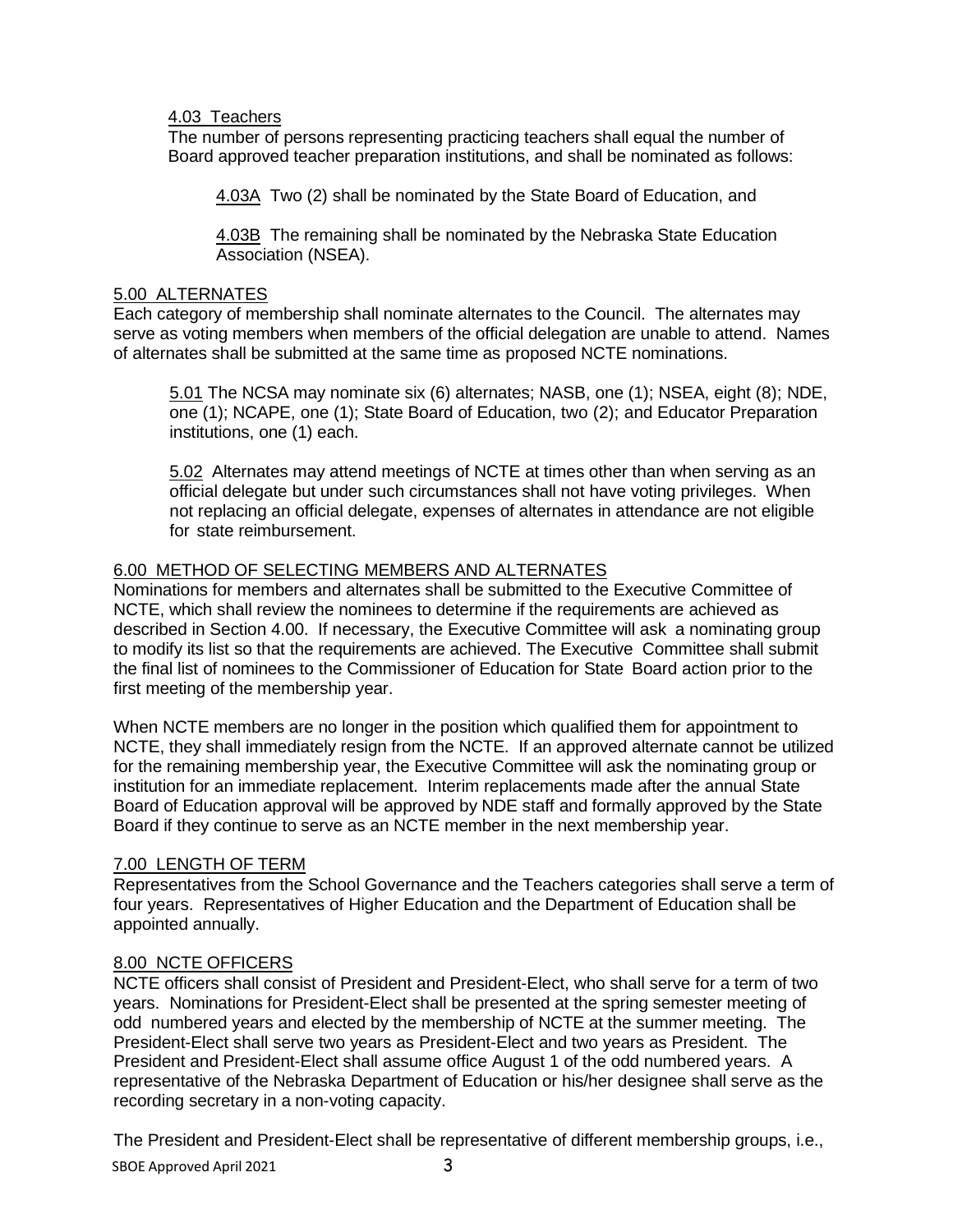4.03 Teachers

The number of persons representing practicing teachers shall equal the number of Board approved teacher preparation institutions, and shall be nominated as follows:

> 4.03A Two (2) shall be nominated by the State Board of Education, and
>
> 4.03B The remaining shall be nominated by the Nebraska State Education Association (NSEA).

## 5.00 ALTERNATES

Each category of membership shall nominate alternates to the Council. The alternates may serve as voting members when members of the official delegation are unable to attend. Names of alternates shall be submitted at the same time as proposed NCTE nominations.

> 5.01 The NCSA may nominate six (6) alternates; NASB, one (1); NSEA, eight (8); NDE, one (1); NCAPE, one (1); State Board of Education, two (2); and Educator Preparation institutions, one (1) each.
>
> 5.02 Alternates may attend meetings of NCTE at times other than when serving as an official delegate but under such circumstances shall not have voting privileges. When not replacing an official delegate, expenses of alternates in attendance are not eligible for state reimbursement.

## 6.00 METHOD OF SELECTING MEMBERS AND ALTERNATES

Nominations for members and alternates shall be submitted to the Executive Committee of NCTE, which shall review the nominees to determine if the requirements are achieved as described in Section 4.00. If necessary, the Executive Committee will ask a nominating group to modify its list so that the requirements are achieved. The Executive Committee shall submit the final list of nominees to the Commissioner of Education for State Board action prior to the first meeting of the membership year.

When NCTE members are no longer in the position which qualified them for appointment to NCTE, they shall immediately resign from the NCTE. If an approved alternate cannot be utilized for the remaining membership year, the Executive Committee will ask the nominating group or institution for an immediate replacement. Interim replacements made after the annual State Board of Education approval will be approved by NDE staff and formally approved by the State Board if they continue to serve as an NCTE member in the next membership year.

## 7.00 LENGTH OF TERM

Representatives from the School Governance and the Teachers categories shall serve a term of four years. Representatives of Higher Education and the Department of Education shall be appointed annually.

## 8.00 NCTE OFFICERS

NCTE officers shall consist of President and President-Elect, who shall serve for a term of two years. Nominations for President-Elect shall be presented at the spring semester meeting of odd numbered years and elected by the membership of NCTE at the summer meeting. The President-Elect shall serve two years as President-Elect and two years as President. The President and President-Elect shall assume office August 1 of the odd numbered years. A representative of the Nebraska Department of Education or his/her designee shall serve as the recording secretary in a non-voting capacity.

The President and President-Elect shall be representative of different membership groups, i.e.,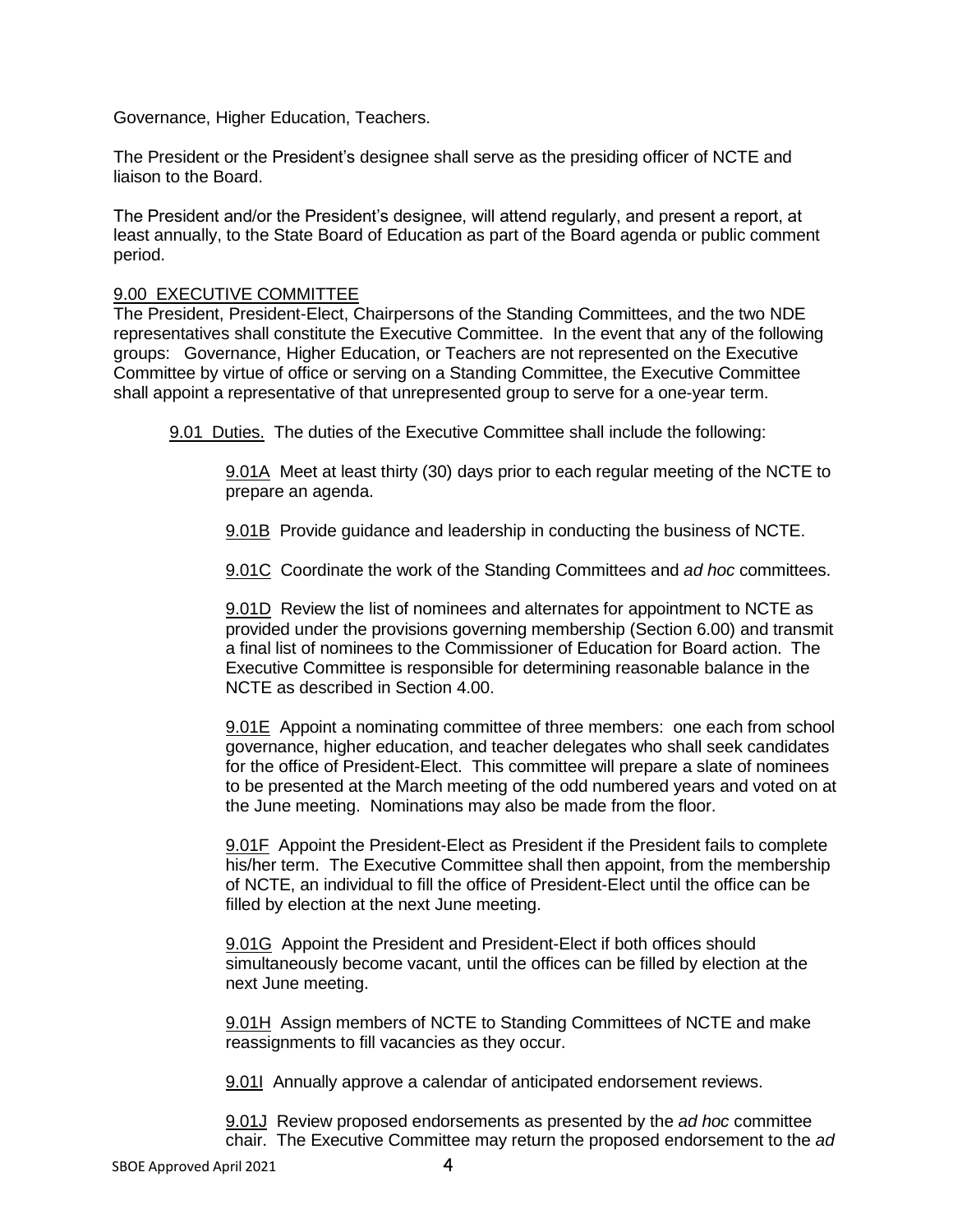Governance, Higher Education, Teachers.

The President or the President's designee shall serve as the presiding officer of NCTE and liaison to the Board.

The President and/or the President's designee, will attend regularly, and present a report, at least annually, to the State Board of Education as part of the Board agenda or public comment period.

## 9.00 EXECUTIVE COMMITTEE

The President, President-Elect, Chairpersons of the Standing Committees, and the two NDE representatives shall constitute the Executive Committee. In the event that any of the following groups: Governance, Higher Education, or Teachers are not represented on the Executive Committee by virtue of office or serving on a Standing Committee, the Executive Committee shall appoint a representative of that unrepresented group to serve for a one-year term.

9.01 Duties. The duties of the Executive Committee shall include the following:

9.01A Meet at least thirty (30) days prior to each regular meeting of the NCTE to prepare an agenda.

9.01B Provide guidance and leadership in conducting the business of NCTE.

9.01C Coordinate the work of the Standing Committees and *ad hoc* committees.

9.01D Review the list of nominees and alternates for appointment to NCTE as provided under the provisions governing membership (Section 6.00) and transmit a final list of nominees to the Commissioner of Education for Board action. The Executive Committee is responsible for determining reasonable balance in the NCTE as described in Section 4.00.

9.01E Appoint a nominating committee of three members: one each from school governance, higher education, and teacher delegates who shall seek candidates for the office of President-Elect. This committee will prepare a slate of nominees to be presented at the March meeting of the odd numbered years and voted on at the June meeting. Nominations may also be made from the floor.

9.01F Appoint the President-Elect as President if the President fails to complete his/her term. The Executive Committee shall then appoint, from the membership of NCTE, an individual to fill the office of President-Elect until the office can be filled by election at the next June meeting.

9.01G Appoint the President and President-Elect if both offices should simultaneously become vacant, until the offices can be filled by election at the next June meeting.

9.01H Assign members of NCTE to Standing Committees of NCTE and make reassignments to fill vacancies as they occur.

9.01I Annually approve a calendar of anticipated endorsement reviews.

9.01J Review proposed endorsements as presented by the *ad hoc* committee chair. The Executive Committee may return the proposed endorsement to the *ad*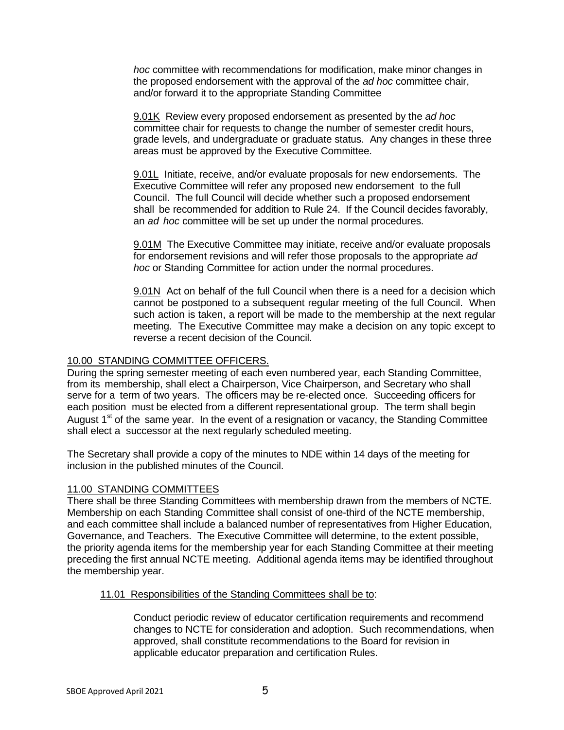*hoc* committee with recommendations for modification, make minor changes in the proposed endorsement with the approval of the *ad hoc* committee chair, and/or forward it to the appropriate Standing Committee

9.01K Review every proposed endorsement as presented by the *ad hoc* committee chair for requests to change the number of semester credit hours, grade levels, and undergraduate or graduate status. Any changes in these three areas must be approved by the Executive Committee.

9.01L Initiate, receive, and/or evaluate proposals for new endorsements. The Executive Committee will refer any proposed new endorsement to the full Council. The full Council will decide whether such a proposed endorsement shall be recommended for addition to Rule 24. If the Council decides favorably, an *ad hoc* committee will be set up under the normal procedures.

9.01M The Executive Committee may initiate, receive and/or evaluate proposals for endorsement revisions and will refer those proposals to the appropriate *ad hoc* or Standing Committee for action under the normal procedures.

9.01N Act on behalf of the full Council when there is a need for a decision which cannot be postponed to a subsequent regular meeting of the full Council. When such action is taken, a report will be made to the membership at the next regular meeting. The Executive Committee may make a decision on any topic except to reverse a recent decision of the Council.

## 10.00 STANDING COMMITTEE OFFICERS.

During the spring semester meeting of each even numbered year, each Standing Committee, from its membership, shall elect a Chairperson, Vice Chairperson, and Secretary who shall serve for a term of two years. The officers may be re-elected once. Succeeding officers for each position must be elected from a different representational group. The term shall begin August 1st of the same year. In the event of a resignation or vacancy, the Standing Committee shall elect a successor at the next regularly scheduled meeting.

The Secretary shall provide a copy of the minutes to NDE within 14 days of the meeting for inclusion in the published minutes of the Council.

## 11.00 STANDING COMMITTEES

There shall be three Standing Committees with membership drawn from the members of NCTE. Membership on each Standing Committee shall consist of one-third of the NCTE membership, and each committee shall include a balanced number of representatives from Higher Education, Governance, and Teachers. The Executive Committee will determine, to the extent possible, the priority agenda items for the membership year for each Standing Committee at their meeting preceding the first annual NCTE meeting. Additional agenda items may be identified throughout the membership year.

### 11.01 Responsibilities of the Standing Committees shall be to:

Conduct periodic review of educator certification requirements and recommend changes to NCTE for consideration and adoption. Such recommendations, when approved, shall constitute recommendations to the Board for revision in applicable educator preparation and certification Rules.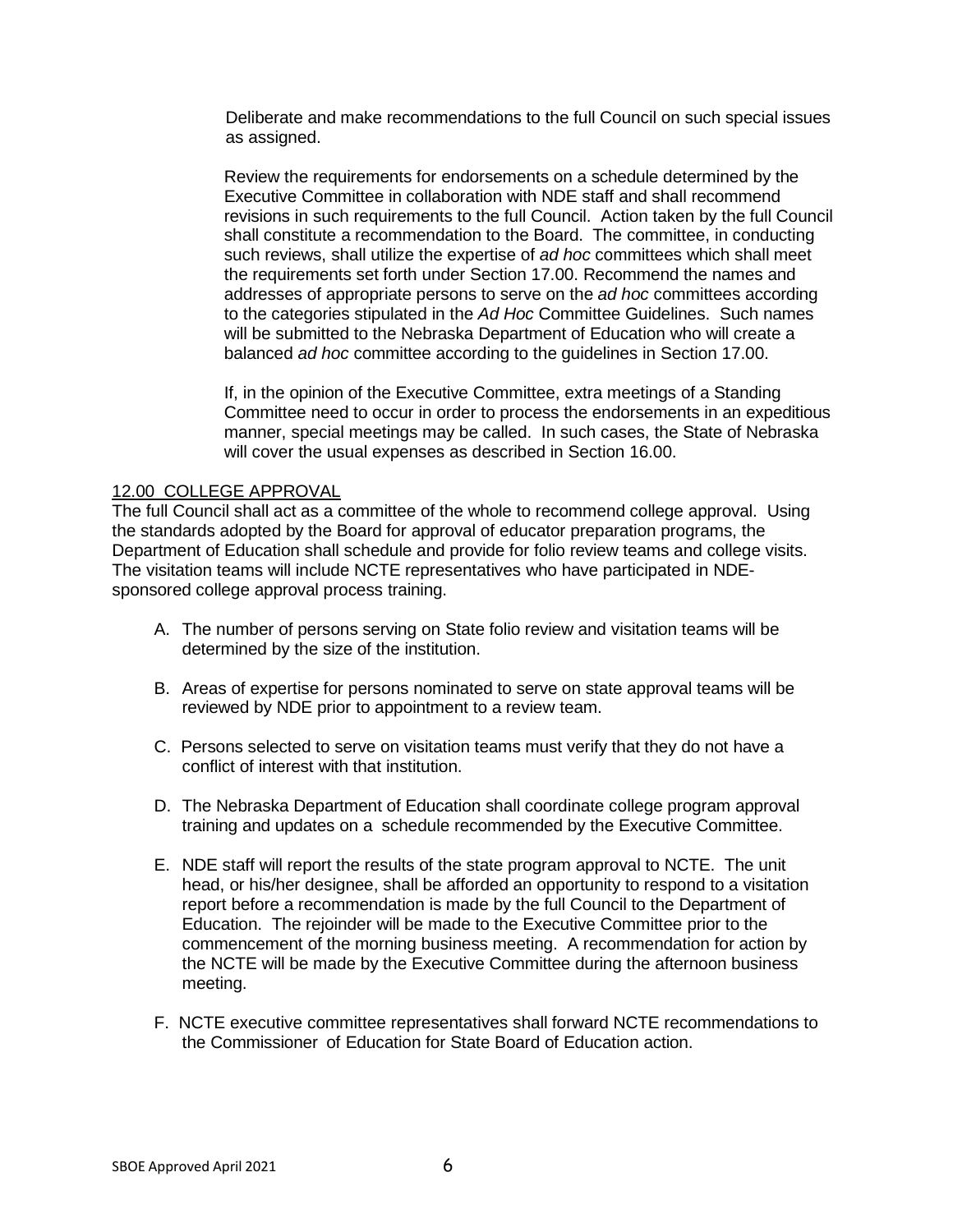Deliberate and make recommendations to the full Council on such special issues as assigned.

Review the requirements for endorsements on a schedule determined by the Executive Committee in collaboration with NDE staff and shall recommend revisions in such requirements to the full Council. Action taken by the full Council shall constitute a recommendation to the Board. The committee, in conducting such reviews, shall utilize the expertise of *ad hoc* committees which shall meet the requirements set forth under Section 17.00. Recommend the names and addresses of appropriate persons to serve on the *ad hoc* committees according to the categories stipulated in the *Ad Hoc* Committee Guidelines. Such names will be submitted to the Nebraska Department of Education who will create a balanced *ad hoc* committee according to the guidelines in Section 17.00.

If, in the opinion of the Executive Committee, extra meetings of a Standing Committee need to occur in order to process the endorsements in an expeditious manner, special meetings may be called. In such cases, the State of Nebraska will cover the usual expenses as described in Section 16.00.

## 12.00 COLLEGE APPROVAL

The full Council shall act as a committee of the whole to recommend college approval. Using the standards adopted by the Board for approval of educator preparation programs, the Department of Education shall schedule and provide for folio review teams and college visits. The visitation teams will include NCTE representatives who have participated in NDE-sponsored college approval process training.

A. The number of persons serving on State folio review and visitation teams will be determined by the size of the institution.

B. Areas of expertise for persons nominated to serve on state approval teams will be reviewed by NDE prior to appointment to a review team.

C. Persons selected to serve on visitation teams must verify that they do not have a conflict of interest with that institution.

D. The Nebraska Department of Education shall coordinate college program approval training and updates on a schedule recommended by the Executive Committee.

E. NDE staff will report the results of the state program approval to NCTE. The unit head, or his/her designee, shall be afforded an opportunity to respond to a visitation report before a recommendation is made by the full Council to the Department of Education. The rejoinder will be made to the Executive Committee prior to the commencement of the morning business meeting. A recommendation for action by the NCTE will be made by the Executive Committee during the afternoon business meeting.

F. NCTE executive committee representatives shall forward NCTE recommendations to the Commissioner of Education for State Board of Education action.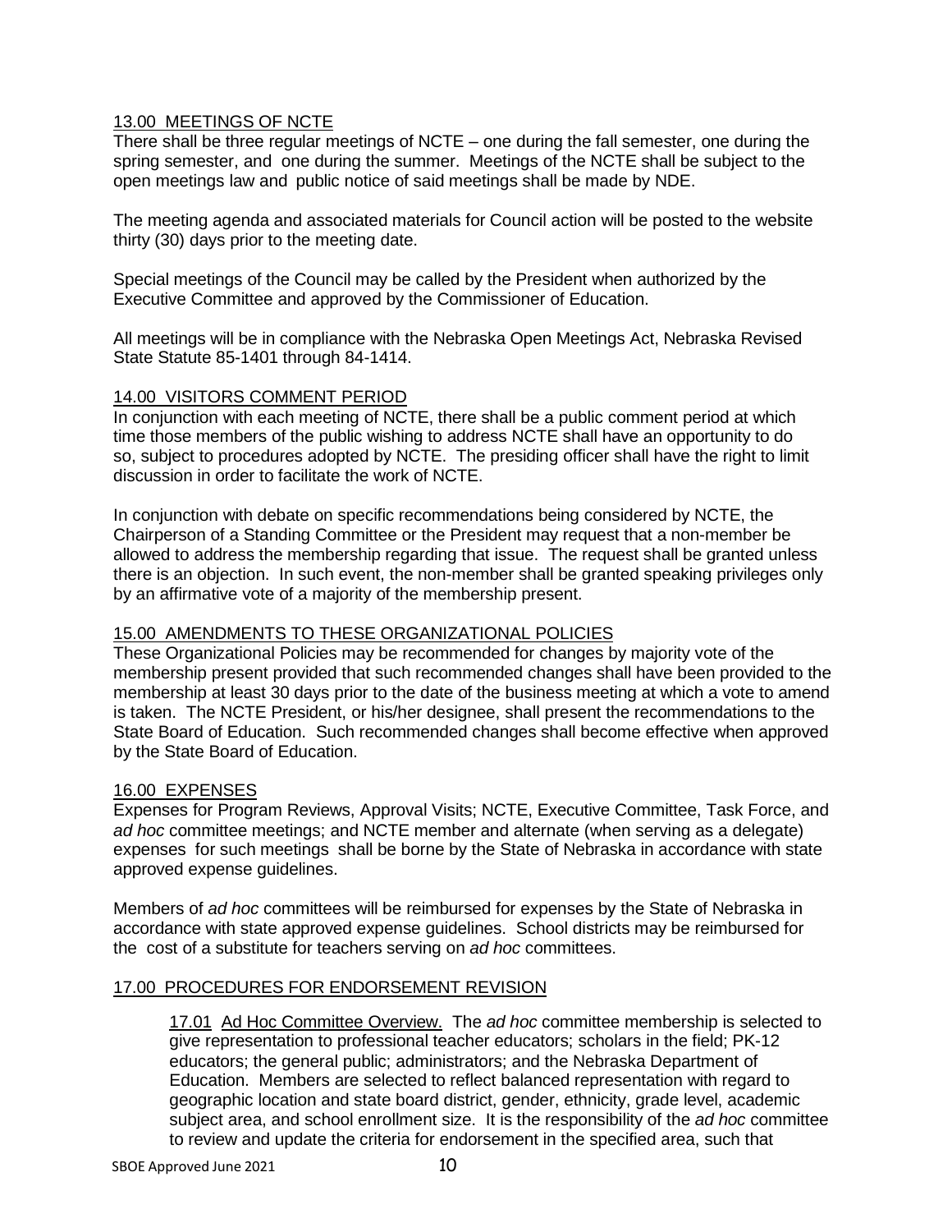## 13.00 MEETINGS OF NCTE

There shall be three regular meetings of NCTE – one during the fall semester, one during the spring semester, and one during the summer. Meetings of the NCTE shall be subject to the open meetings law and public notice of said meetings shall be made by NDE.

The meeting agenda and associated materials for Council action will be posted to the website thirty (30) days prior to the meeting date.

Special meetings of the Council may be called by the President when authorized by the Executive Committee and approved by the Commissioner of Education.

All meetings will be in compliance with the Nebraska Open Meetings Act, Nebraska Revised State Statute 85-1401 through 84-1414.

## 14.00 VISITORS COMMENT PERIOD

In conjunction with each meeting of NCTE, there shall be a public comment period at which time those members of the public wishing to address NCTE shall have an opportunity to do so, subject to procedures adopted by NCTE. The presiding officer shall have the right to limit discussion in order to facilitate the work of NCTE.

In conjunction with debate on specific recommendations being considered by NCTE, the Chairperson of a Standing Committee or the President may request that a non-member be allowed to address the membership regarding that issue. The request shall be granted unless there is an objection. In such event, the non-member shall be granted speaking privileges only by an affirmative vote of a majority of the membership present.

## 15.00 AMENDMENTS TO THESE ORGANIZATIONAL POLICIES

These Organizational Policies may be recommended for changes by majority vote of the membership present provided that such recommended changes shall have been provided to the membership at least 30 days prior to the date of the business meeting at which a vote to amend is taken. The NCTE President, or his/her designee, shall present the recommendations to the State Board of Education. Such recommended changes shall become effective when approved by the State Board of Education.

## 16.00 EXPENSES

Expenses for Program Reviews, Approval Visits; NCTE, Executive Committee, Task Force, and *ad hoc* committee meetings; and NCTE member and alternate (when serving as a delegate) expenses for such meetings shall be borne by the State of Nebraska in accordance with state approved expense guidelines.

Members of *ad hoc* committees will be reimbursed for expenses by the State of Nebraska in accordance with state approved expense guidelines. School districts may be reimbursed for the cost of a substitute for teachers serving on *ad hoc* committees.

## 17.00 PROCEDURES FOR ENDORSEMENT REVISION

17.01 Ad Hoc Committee Overview. The *ad hoc* committee membership is selected to give representation to professional teacher educators; scholars in the field; PK-12 educators; the general public; administrators; and the Nebraska Department of Education. Members are selected to reflect balanced representation with regard to geographic location and state board district, gender, ethnicity, grade level, academic subject area, and school enrollment size. It is the responsibility of the *ad hoc* committee to review and update the criteria for endorsement in the specified area, such that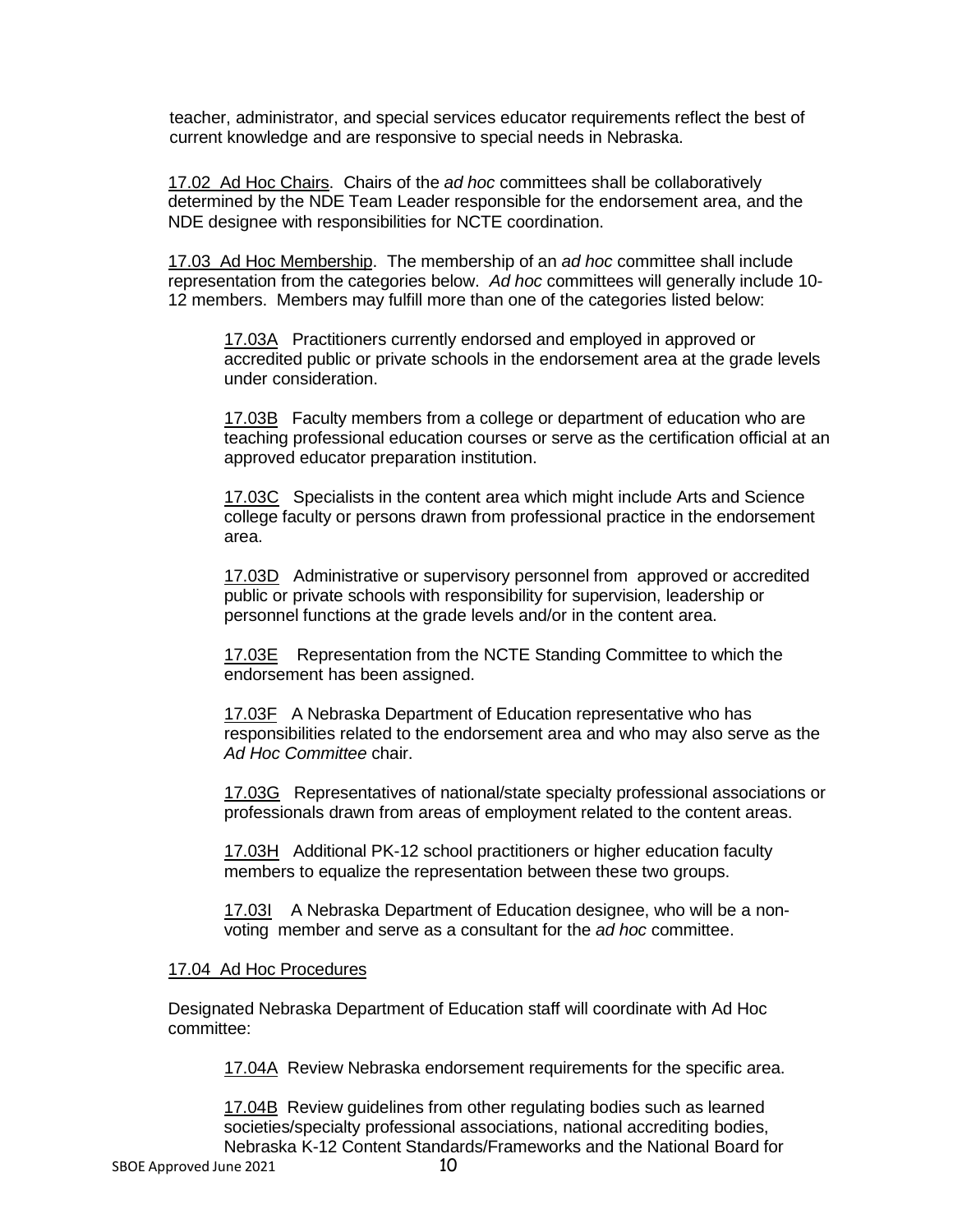teacher, administrator, and special services educator requirements reflect the best of current knowledge and are responsive to special needs in Nebraska.

17.02 Ad Hoc Chairs. Chairs of the *ad hoc* committees shall be collaboratively determined by the NDE Team Leader responsible for the endorsement area, and the NDE designee with responsibilities for NCTE coordination.

17.03 Ad Hoc Membership. The membership of an *ad hoc* committee shall include representation from the categories below. *Ad hoc* committees will generally include 10-12 members. Members may fulfill more than one of the categories listed below:

17.03A Practitioners currently endorsed and employed in approved or accredited public or private schools in the endorsement area at the grade levels under consideration.

17.03B Faculty members from a college or department of education who are teaching professional education courses or serve as the certification official at an approved educator preparation institution.

17.03C Specialists in the content area which might include Arts and Science college faculty or persons drawn from professional practice in the endorsement area.

17.03D Administrative or supervisory personnel from approved or accredited public or private schools with responsibility for supervision, leadership or personnel functions at the grade levels and/or in the content area.

17.03E Representation from the NCTE Standing Committee to which the endorsement has been assigned.

17.03F A Nebraska Department of Education representative who has responsibilities related to the endorsement area and who may also serve as the *Ad Hoc Committee* chair.

17.03G Representatives of national/state specialty professional associations or professionals drawn from areas of employment related to the content areas.

17.03H Additional PK-12 school practitioners or higher education faculty members to equalize the representation between these two groups.

17.03I A Nebraska Department of Education designee, who will be a non-voting member and serve as a consultant for the *ad hoc* committee.

17.04 Ad Hoc Procedures

Designated Nebraska Department of Education staff will coordinate with Ad Hoc committee:

17.04A Review Nebraska endorsement requirements for the specific area.

17.04B Review guidelines from other regulating bodies such as learned societies/specialty professional associations, national accrediting bodies, Nebraska K-12 Content Standards/Frameworks and the National Board for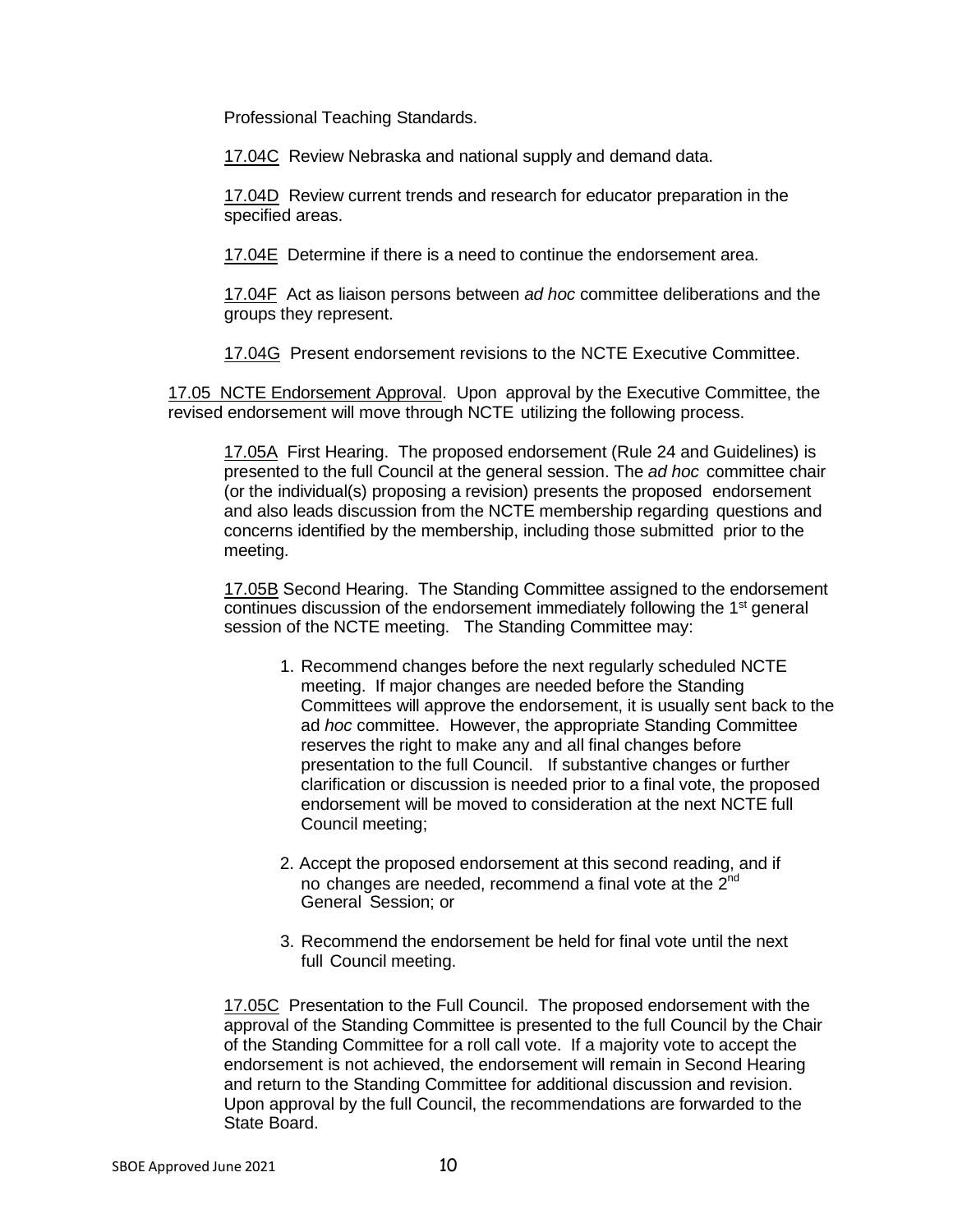Professional Teaching Standards.

17.04C Review Nebraska and national supply and demand data.

17.04D Review current trends and research for educator preparation in the specified areas.

17.04E Determine if there is a need to continue the endorsement area.

17.04F Act as liaison persons between *ad hoc* committee deliberations and the groups they represent.

17.04G Present endorsement revisions to the NCTE Executive Committee.

17.05 NCTE Endorsement Approval. Upon approval by the Executive Committee, the revised endorsement will move through NCTE utilizing the following process.

17.05A First Hearing. The proposed endorsement (Rule 24 and Guidelines) is presented to the full Council at the general session. The *ad hoc* committee chair (or the individual(s) proposing a revision) presents the proposed endorsement and also leads discussion from the NCTE membership regarding questions and concerns identified by the membership, including those submitted prior to the meeting.

17.05B Second Hearing. The Standing Committee assigned to the endorsement continues discussion of the endorsement immediately following the 1st general session of the NCTE meeting. The Standing Committee may:

1. Recommend changes before the next regularly scheduled NCTE meeting. If major changes are needed before the Standing Committees will approve the endorsement, it is usually sent back to the ad *hoc* committee. However, the appropriate Standing Committee reserves the right to make any and all final changes before presentation to the full Council. If substantive changes or further clarification or discussion is needed prior to a final vote, the proposed endorsement will be moved to consideration at the next NCTE full Council meeting;

2. Accept the proposed endorsement at this second reading, and if no changes are needed, recommend a final vote at the 2nd General Session; or

3. Recommend the endorsement be held for final vote until the next full Council meeting.

17.05C Presentation to the Full Council. The proposed endorsement with the approval of the Standing Committee is presented to the full Council by the Chair of the Standing Committee for a roll call vote. If a majority vote to accept the endorsement is not achieved, the endorsement will remain in Second Hearing and return to the Standing Committee for additional discussion and revision. Upon approval by the full Council, the recommendations are forwarded to the State Board.